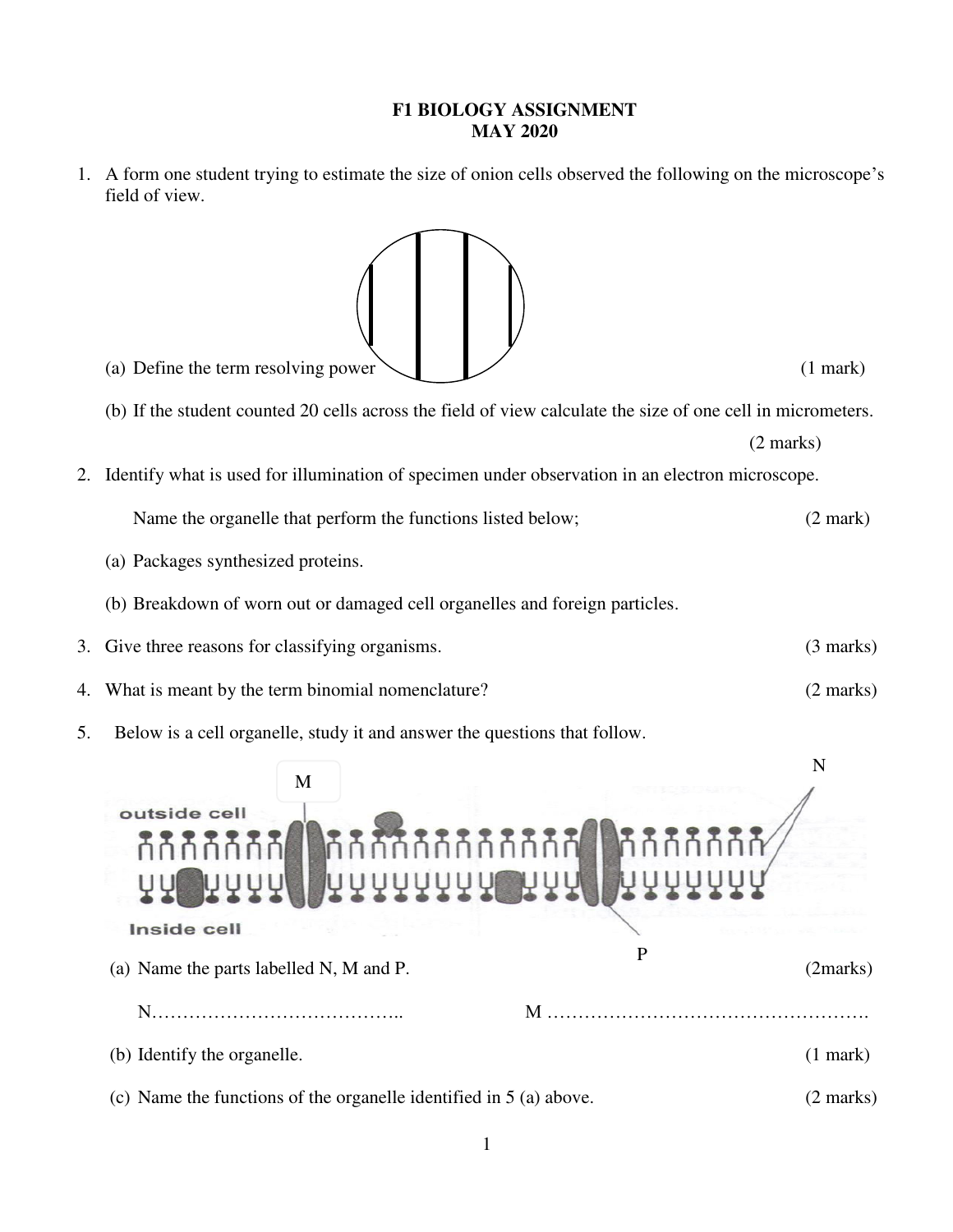**F1 BIOLOGY ASSIGNMENT**
**MAY 2020**

1. A form one student trying to estimate the size of onion cells observed the following on the microscope's field of view.

   (a) Define the term resolving power (1 mark)

   (b) If the student counted 20 cells across the field of view calculate the size of one cell in micrometers. (2 marks)

2. Identify what is used for illumination of specimen under observation in an electron microscope.

   Name the organelle that perform the functions listed below; (2 mark)

   (a) Packages synthesized proteins.

   (b) Breakdown of worn out or damaged cell organelles and foreign particles.

3. Give three reasons for classifying organisms. (3 marks)

4. What is meant by the term binomial nomenclature? (2 marks)

5. Below is a cell organelle, study it and answer the questions that follow.

   outside cell

   Inside cell

   M N P

   (a) Name the parts labelled N, M and P. (2marks)

   N………………………………….. M …………………………………………….

   (b) Identify the organelle. (1 mark)

   (c) Name the functions of the organelle identified in 5 (a) above. (2 marks)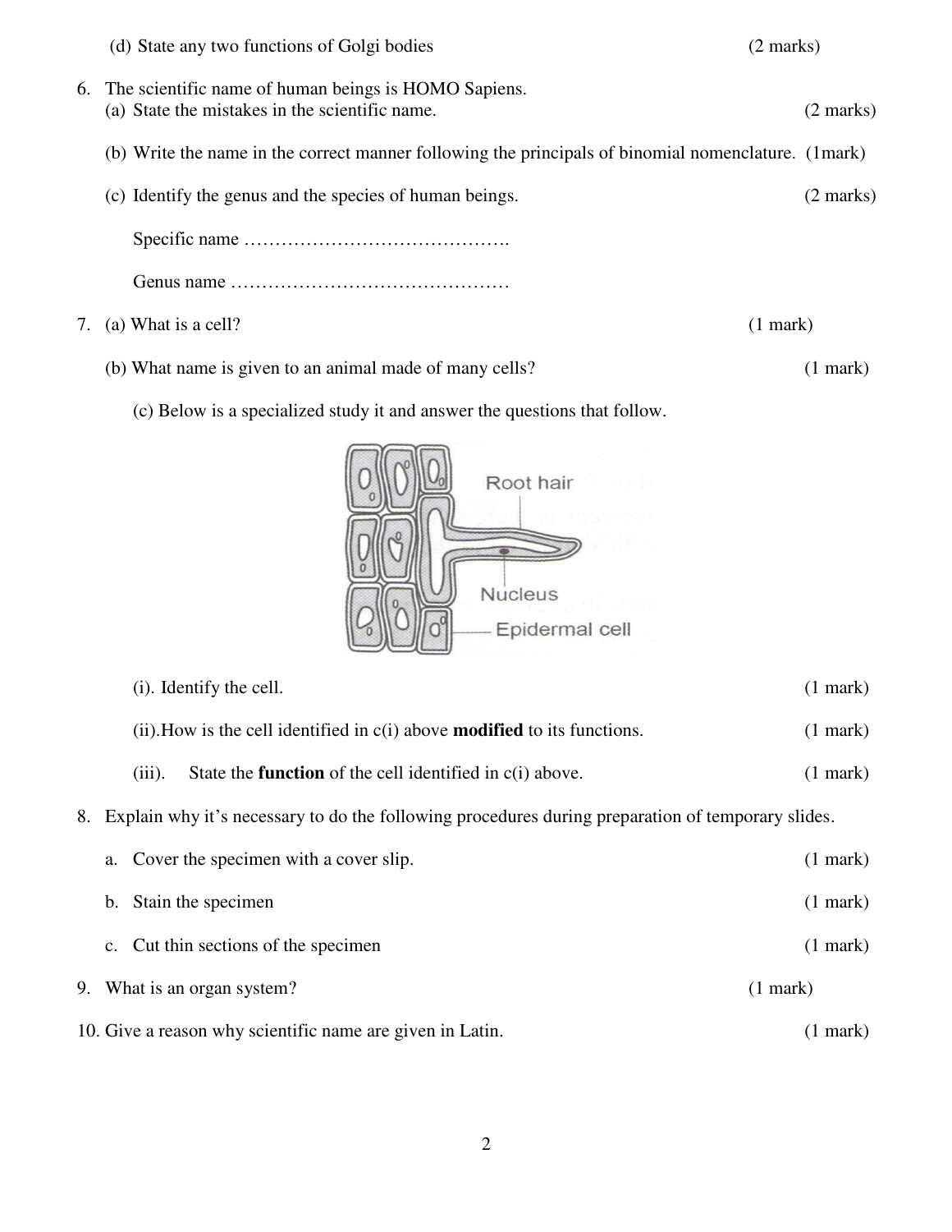(d) State any two functions of Golgi bodies (2 marks)

6. The scientific name of human beings is HOMO Sapiens.
   (a) State the mistakes in the scientific name. (2 marks)

   (b) Write the name in the correct manner following the principals of binomial nomenclature. (1mark)

   (c) Identify the genus and the species of human beings. (2 marks)

   Specific name …………………………………….

   Genus name ………………………………………

7. (a) What is a cell? (1 mark)

   (b) What name is given to an animal made of many cells? (1 mark)

   (c) Below is a specialized study it and answer the questions that follow.

   Root hair

   Nucleus

   Epidermal cell

   (i). Identify the cell. (1 mark)

   (ii).How is the cell identified in c(i) above **modified** to its functions. (1 mark)

   (iii). State the **function** of the cell identified in c(i) above. (1 mark)

8. Explain why it's necessary to do the following procedures during preparation of temporary slides.

   a. Cover the specimen with a cover slip. (1 mark)

   b. Stain the specimen (1 mark)

   c. Cut thin sections of the specimen (1 mark)

9. What is an organ system? (1 mark)

10. Give a reason why scientific name are given in Latin. (1 mark)